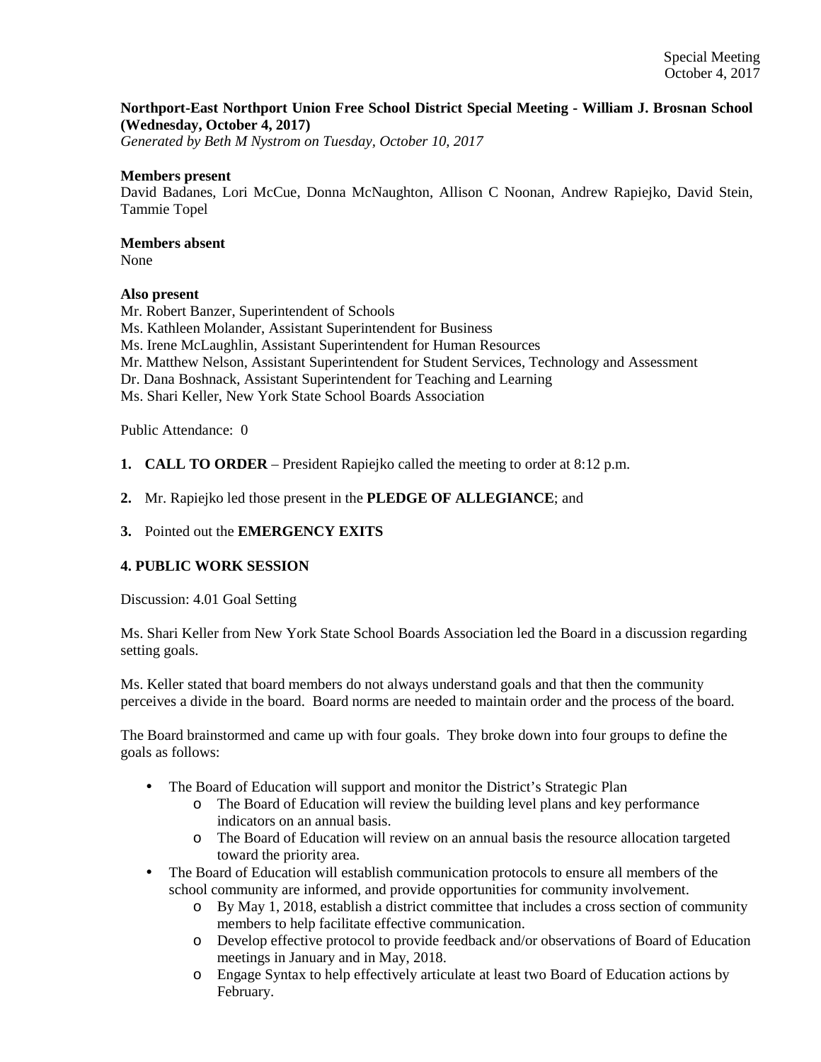Special Meeting
October 4, 2017

**Northport-East Northport Union Free School District Special Meeting - William J. Brosnan School (Wednesday, October 4, 2017)**
*Generated by Beth M Nystrom on Tuesday, October 10, 2017*

**Members present**
David Badanes, Lori McCue, Donna McNaughton, Allison C Noonan, Andrew Rapiejko, David Stein, Tammie Topel

**Members absent**
None

**Also present**
Mr. Robert Banzer, Superintendent of Schools
Ms. Kathleen Molander, Assistant Superintendent for Business
Ms. Irene McLaughlin, Assistant Superintendent for Human Resources
Mr. Matthew Nelson, Assistant Superintendent for Student Services, Technology and Assessment
Dr. Dana Boshnack, Assistant Superintendent for Teaching and Learning
Ms. Shari Keller, New York State School Boards Association

Public Attendance: 0

1. **CALL TO ORDER** – President Rapiejko called the meeting to order at 8:12 p.m.

2. Mr. Rapiejko led those present in the **PLEDGE OF ALLEGIANCE**; and

3. Pointed out the **EMERGENCY EXITS**

**4. PUBLIC WORK SESSION**

Discussion: 4.01 Goal Setting

Ms. Shari Keller from New York State School Boards Association led the Board in a discussion regarding setting goals.

Ms. Keller stated that board members do not always understand goals and that then the community perceives a divide in the board. Board norms are needed to maintain order and the process of the board.

The Board brainstormed and came up with four goals. They broke down into four groups to define the goals as follows:

- The Board of Education will support and monitor the District's Strategic Plan
  - The Board of Education will review the building level plans and key performance indicators on an annual basis.
  - The Board of Education will review on an annual basis the resource allocation targeted toward the priority area.
- The Board of Education will establish communication protocols to ensure all members of the school community are informed, and provide opportunities for community involvement.
  - By May 1, 2018, establish a district committee that includes a cross section of community members to help facilitate effective communication.
  - Develop effective protocol to provide feedback and/or observations of Board of Education meetings in January and in May, 2018.
  - Engage Syntax to help effectively articulate at least two Board of Education actions by February.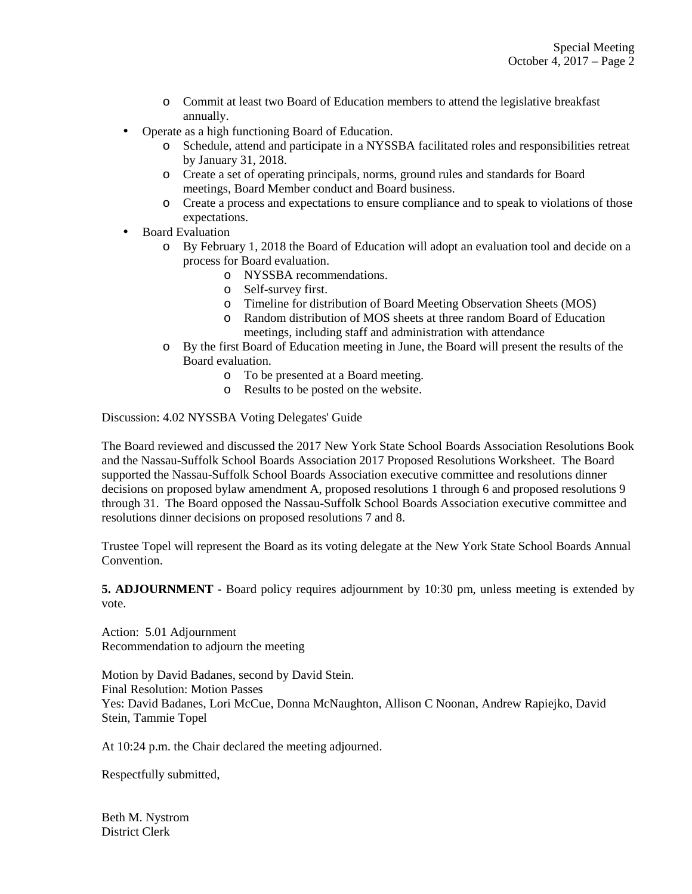- Commit at least two Board of Education members to attend the legislative breakfast annually.
- Operate as a high functioning Board of Education.
    - Schedule, attend and participate in a NYSSBA facilitated roles and responsibilities retreat by January 31, 2018.
    - Create a set of operating principals, norms, ground rules and standards for Board meetings, Board Member conduct and Board business.
    - Create a process and expectations to ensure compliance and to speak to violations of those expectations.
- Board Evaluation
    - By February 1, 2018 the Board of Education will adopt an evaluation tool and decide on a process for Board evaluation.
        - NYSSBA recommendations.
        - Self-survey first.
        - Timeline for distribution of Board Meeting Observation Sheets (MOS)
        - Random distribution of MOS sheets at three random Board of Education meetings, including staff and administration with attendance
    - By the first Board of Education meeting in June, the Board will present the results of the Board evaluation.
        - To be presented at a Board meeting.
        - Results to be posted on the website.

Discussion: 4.02 NYSSBA Voting Delegates' Guide

The Board reviewed and discussed the 2017 New York State School Boards Association Resolutions Book and the Nassau-Suffolk School Boards Association 2017 Proposed Resolutions Worksheet. The Board supported the Nassau-Suffolk School Boards Association executive committee and resolutions dinner decisions on proposed bylaw amendment A, proposed resolutions 1 through 6 and proposed resolutions 9 through 31. The Board opposed the Nassau-Suffolk School Boards Association executive committee and resolutions dinner decisions on proposed resolutions 7 and 8.

Trustee Topel will represent the Board as its voting delegate at the New York State School Boards Annual Convention.

**5. ADJOURNMENT** - Board policy requires adjournment by 10:30 pm, unless meeting is extended by vote.

Action: 5.01 Adjournment
Recommendation to adjourn the meeting

Motion by David Badanes, second by David Stein.
Final Resolution: Motion Passes
Yes: David Badanes, Lori McCue, Donna McNaughton, Allison C Noonan, Andrew Rapiejko, David Stein, Tammie Topel

At 10:24 p.m. the Chair declared the meeting adjourned.

Respectfully submitted,

Beth M. Nystrom
District Clerk